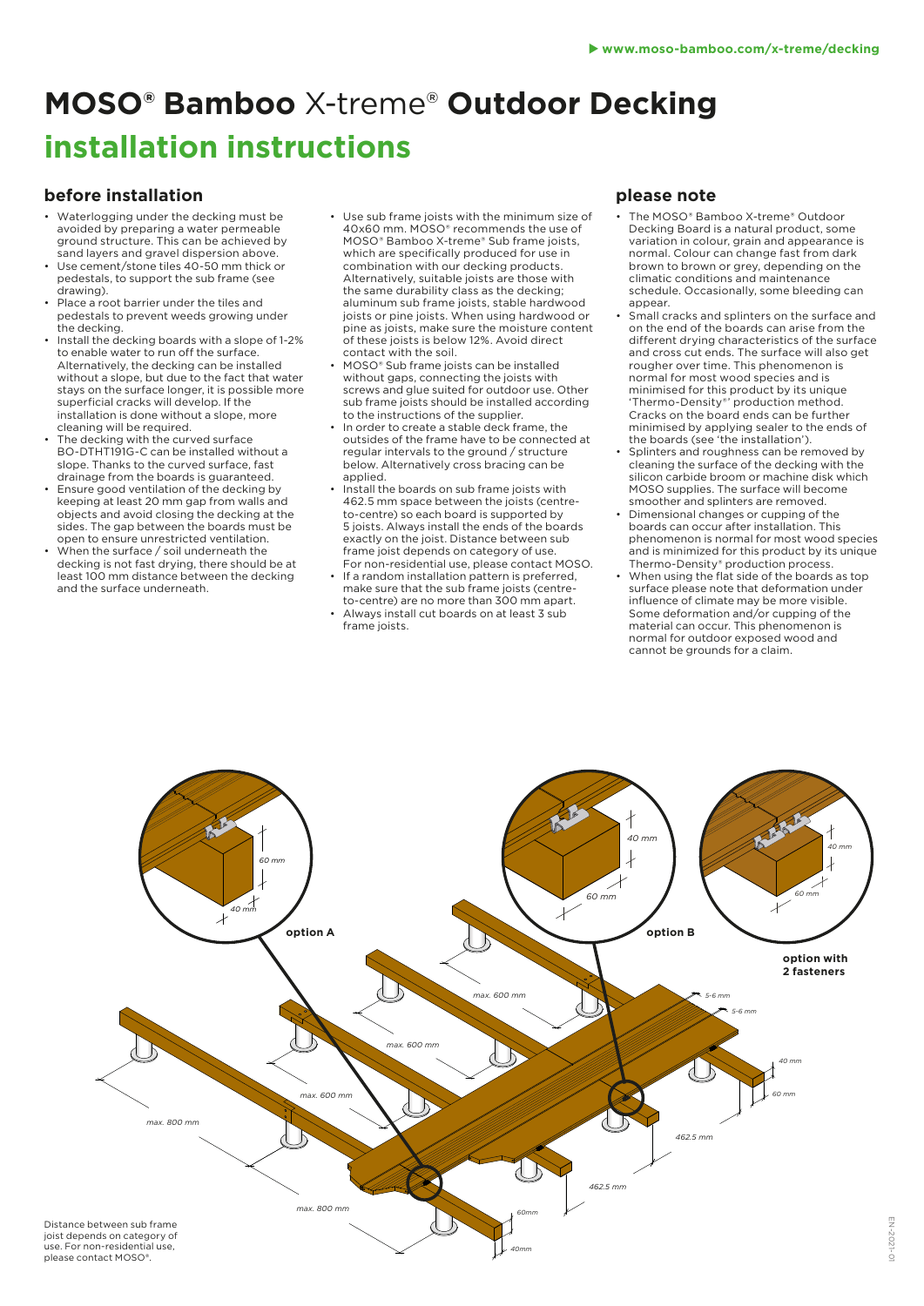# MOSO® Bamboo X-treme® Outdoor Decking

# installation instructions

## before installation

- Waterlogging under the decking must be avoided by preparing a water permeable ground structure. This can be achieved by sand layers and gravel dispersion above.
- Use cement/stone tiles 40-50 mm thick or pedestals, to support the sub frame (see drawing).
- Place a root barrier under the tiles and pedestals to prevent weeds growing under the decking.
- Install the decking boards with a slope of 1-2% to enable water to run off the surface. Alternatively, the decking can be installed without a slope, but due to the fact that water stays on the surface longer, it is possible more superficial cracks will develop. If the installation is done without a slope, more cleaning will be required.
- The decking with the curved surface BO-DTHT191G-C can be installed without a slope. Thanks to the curved surface, fast drainage from the boards is guaranteed.
- Ensure good ventilation of the decking by keeping at least 20 mm gap from walls and objects and avoid closing the decking at the sides. The gap between the boards must be open to ensure unrestricted ventilation.
- When the surface / soil underneath the decking is not fast drying, there should be at least 100 mm distance between the decking and the surface underneath.
- Use sub frame joists with the minimum size of 40x60 mm. MOSO® recommends the use of MOSO® Bamboo X-treme® Sub frame joists, which are specifically produced for use in combination with our decking products. Alternatively, suitable joists are those with the same durability class as the decking; aluminum sub frame joists, stable hardwood joists or pine joists. When using hardwood or pine as joists, make sure the moisture content of these joists is below 12%. Avoid direct contact with the soil.
- MOSO® Sub frame joists can be installed without gaps, connecting the joists with screws and glue suited for outdoor use. Other sub frame joists should be installed according to the instructions of the supplier.
- In order to create a stable deck frame, the outsides of the frame have to be connected at regular intervals to the ground / structure below. Alternatively cross bracing can be applied.
- Install the boards on sub frame joists with 462.5 mm space between the joists (centre-to-centre) so each board is supported by 5 joists. Always install the ends of the boards exactly on the joist. Distance between sub frame joist depends on category of use. For non-residential use, please contact MOSO.
- If a random installation pattern is preferred, make sure that the sub frame joists (centre-to-centre) are no more than 300 mm apart.
- Always install cut boards on at least 3 sub frame joists.

## please note

- The MOSO® Bamboo X-treme® Outdoor Decking Board is a natural product, some variation in colour, grain and appearance is normal. Colour can change fast from dark brown to brown or grey, depending on the climatic conditions and maintenance schedule. Occasionally, some bleeding can appear.
- Small cracks and splinters on the surface and on the end of the boards can arise from the different drying characteristics of the surface and cross cut ends. The surface will also get rougher over time. This phenomenon is normal for most wood species and is minimised for this product by its unique 'Thermo-Density®' production method. Cracks on the board ends can be further minimised by applying sealer to the ends of the boards (see 'the installation').
- Splinters and roughness can be removed by cleaning the surface of the decking with the silicon carbide broom or machine disk which MOSO supplies. The surface will become smoother and splinters are removed.
- Dimensional changes or cupping of the boards can occur after installation. This phenomenon is normal for most wood species and is minimized for this product by its unique Thermo-Density® production process.
- When using the flat side of the boards as top surface please note that deformation under influence of climate may be more visible. Some deformation and/or cupping of the material can occur. This phenomenon is normal for outdoor exposed wood and cannot be grounds for a claim.

option A — 60 mm, 40 mm

option B — 40 mm, 60 mm

option with 2 fasteners — 40 mm, 60 mm

max. 600 mm, max. 600 mm, max. 600 mm, max. 800 mm, max. 800 mm, 5-6 mm, 5-6 mm, 40 mm, 60 mm, 462.5 mm, 462.5 mm, 60mm, 40mm

Distance between sub frame joist depends on category of use. For non-residential use, please contact MOSO®.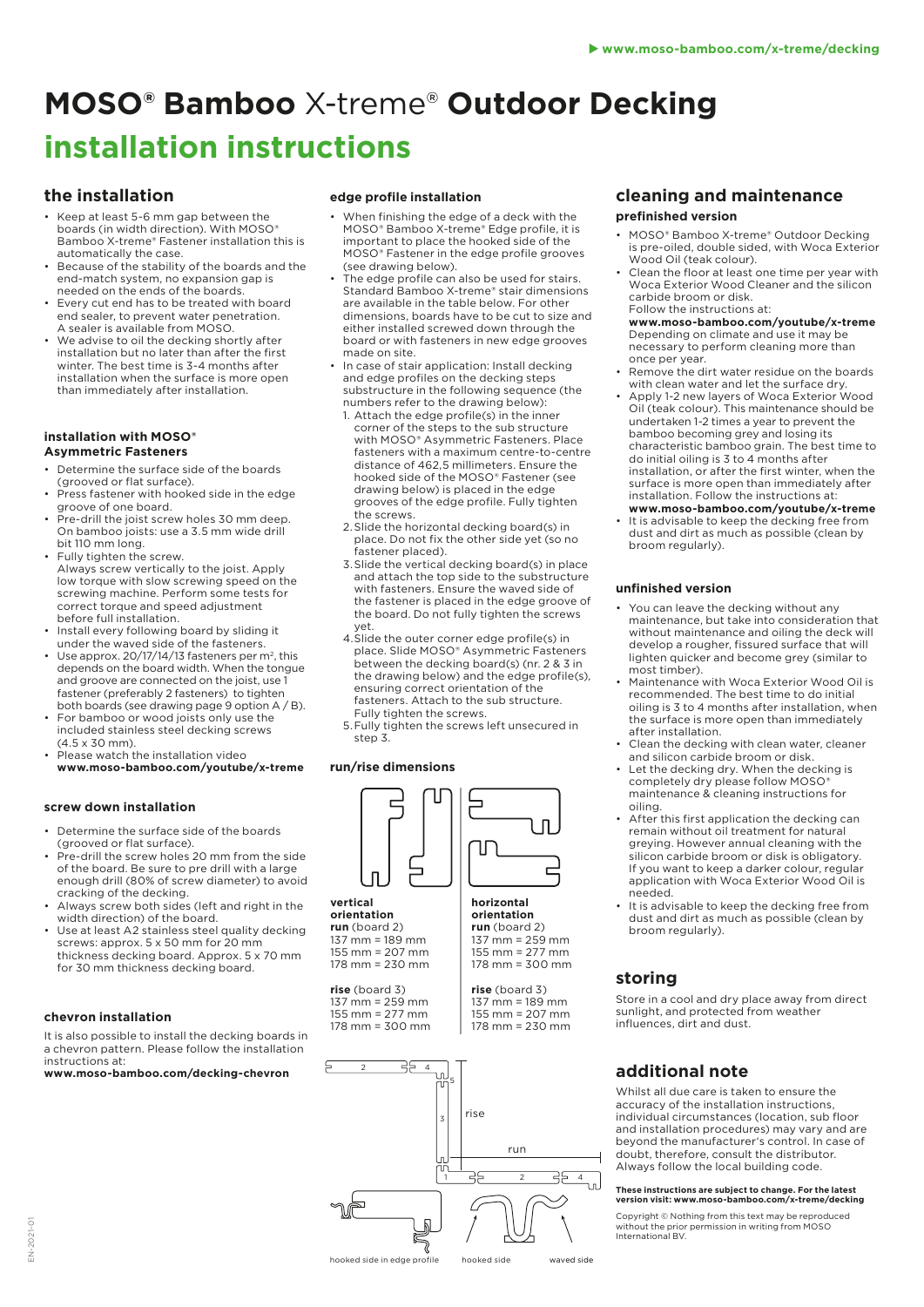# MOSO® Bamboo X-treme® Outdoor Decking

# installation instructions

## the installation

- Keep at least 5-6 mm gap between the boards (in width direction). With MOSO® Bamboo X-treme® Fastener installation this is automatically the case.
- Because of the stability of the boards and the end-match system, no expansion gap is needed on the ends of the boards.
- Every cut end has to be treated with board end sealer, to prevent water penetration. A sealer is available from MOSO.
- We advise to oil the decking shortly after installation but no later than after the first winter. The best time is 3-4 months after installation when the surface is more open than immediately after installation.

### installation with MOSO® Asymmetric Fasteners

- Determine the surface side of the boards (grooved or flat surface).
- Press fastener with hooked side in the edge groove of one board.
- Pre-drill the joist screw holes 30 mm deep. On bamboo joists: use a 3.5 mm wide drill bit 110 mm long.
- Fully tighten the screw. Always screw vertically to the joist. Apply low torque with slow screwing speed on the screwing machine. Perform some tests for correct torque and speed adjustment before full installation.
- Install every following board by sliding it under the waved side of the fasteners.
- Use approx. 20/17/14/13 fasteners per m², this depends on the board width. When the tongue and groove are connected on the joist, use 1 fastener (preferably 2 fasteners) to tighten both boards (see drawing page 9 option A / B).
- For bamboo or wood joists only use the included stainless steel decking screws (4.5 x 30 mm).
- Please watch the installation video **www.moso-bamboo.com/youtube/x-treme**

### screw down installation

- Determine the surface side of the boards (grooved or flat surface).
- Pre-drill the screw holes 20 mm from the side of the board. Be sure to pre drill with a large enough drill (80% of screw diameter) to avoid cracking of the decking.
- Always screw both sides (left and right in the width direction) of the board.
- Use at least A2 stainless steel quality decking screws: approx. 5 x 50 mm for 20 mm thickness decking board. Approx. 5 x 70 mm for 30 mm thickness decking board.

### chevron installation

It is also possible to install the decking boards in a chevron pattern. Please follow the installation instructions at:
**www.moso-bamboo.com/decking-chevron**

### edge profile installation

- When finishing the edge of a deck with the MOSO® Bamboo X-treme® Edge profile, it is important to place the hooked side of the MOSO® Fastener in the edge profile grooves (see drawing below).
- The edge profile can also be used for stairs. Standard Bamboo X-treme® stair dimensions are available in the table below. For other dimensions, boards have to be cut to size and either installed screwed down through the board or with fasteners in new edge grooves made on site.
- In case of stair application: Install decking and edge profiles on the decking steps substructure in the following sequence (the numbers refer to the drawing below):
  1. Attach the edge profile(s) in the inner corner of the steps to the sub structure with MOSO® Asymmetric Fasteners. Place fasteners with a maximum centre-to-centre distance of 462,5 millimeters. Ensure the hooked side of the MOSO® Fastener (see drawing below) is placed in the edge grooves of the edge profile. Fully tighten the screws.
  2. Slide the horizontal decking board(s) in place. Do not fix the other side yet (so no fastener placed).
  3. Slide the vertical decking board(s) in place and attach the top side to the substructure with fasteners. Ensure the waved side of the fastener is placed in the edge groove of the board. Do not fully tighten the screws yet.
  4. Slide the outer corner edge profile(s) in place. Slide MOSO® Asymmetric Fasteners between the decking board(s) (nr. 2 & 3 in the drawing below) and the edge profile(s), ensuring correct orientation of the fasteners. Attach to the sub structure. Fully tighten the screws.
  5. Fully tighten the screws left unsecured in step 3.

### run/rise dimensions

| vertical orientation | horizontal orientation |
|---|---|
| **run** (board 2) | **run** (board 2) |
| 137 mm = 189 mm | 137 mm = 259 mm |
| 155 mm = 207 mm | 155 mm = 277 mm |
| 178 mm = 230 mm | 178 mm = 300 mm |
| **rise** (board 3) | **rise** (board 3) |
| 137 mm = 259 mm | 137 mm = 189 mm |
| 155 mm = 277 mm | 155 mm = 207 mm |
| 178 mm = 300 mm | 178 mm = 230 mm |

rise  run

hooked side in edge profile   hooked side   waved side

## cleaning and maintenance

### prefinished version

- MOSO® Bamboo X-treme® Outdoor Decking is pre-oiled, double sided, with Woca Exterior Wood Oil (teak colour).
- Clean the floor at least one time per year with Woca Exterior Wood Cleaner and the silicon carbide broom or disk. Follow the instructions at: **www.moso-bamboo.com/youtube/x-treme** Depending on climate and use it may be necessary to perform cleaning more than once per year.
- Remove the dirt water residue on the boards with clean water and let the surface dry.
- Apply 1-2 new layers of Woca Exterior Wood Oil (teak colour). This maintenance should be undertaken 1-2 times a year to prevent the bamboo becoming grey and losing its characteristic bamboo grain. The best time to do initial oiling is 3 to 4 months after installation, or after the first winter, when the surface is more open than immediately after installation. Follow the instructions at: **www.moso-bamboo.com/youtube/x-treme**
- It is advisable to keep the decking free from dust and dirt as much as possible (clean by broom regularly).

### unfinished version

- You can leave the decking without any maintenance, but take into consideration that without maintenance and oiling the deck will develop a rougher, fissured surface that will lighten quicker and become grey (similar to most timber).
- Maintenance with Woca Exterior Wood Oil is recommended. The best time to do initial oiling is 3 to 4 months after installation, when the surface is more open than immediately after installation.
- Clean the decking with clean water, cleaner and silicon carbide broom or disk.
- Let the decking dry. When the decking is completely dry please follow MOSO® maintenance & cleaning instructions for oiling.
- After this first application the decking can remain without oil treatment for natural greying. However annual cleaning with the silicon carbide broom or disk is obligatory. If you want to keep a darker colour, regular application with Woca Exterior Wood Oil is needed.
- It is advisable to keep the decking free from dust and dirt as much as possible (clean by broom regularly).

## storing

Store in a cool and dry place away from direct sunlight, and protected from weather influences, dirt and dust.

## additional note

Whilst all due care is taken to ensure the accuracy of the installation instructions, individual circumstances (location, sub floor and installation procedures) may vary and are beyond the manufacturer's control. In case of doubt, therefore, consult the distributor. Always follow the local building code.

**These instructions are subject to change. For the latest version visit: www.moso-bamboo.com/x-treme/decking**

Copyright © Nothing from this text may be reproduced without the prior permission in writing from MOSO International BV.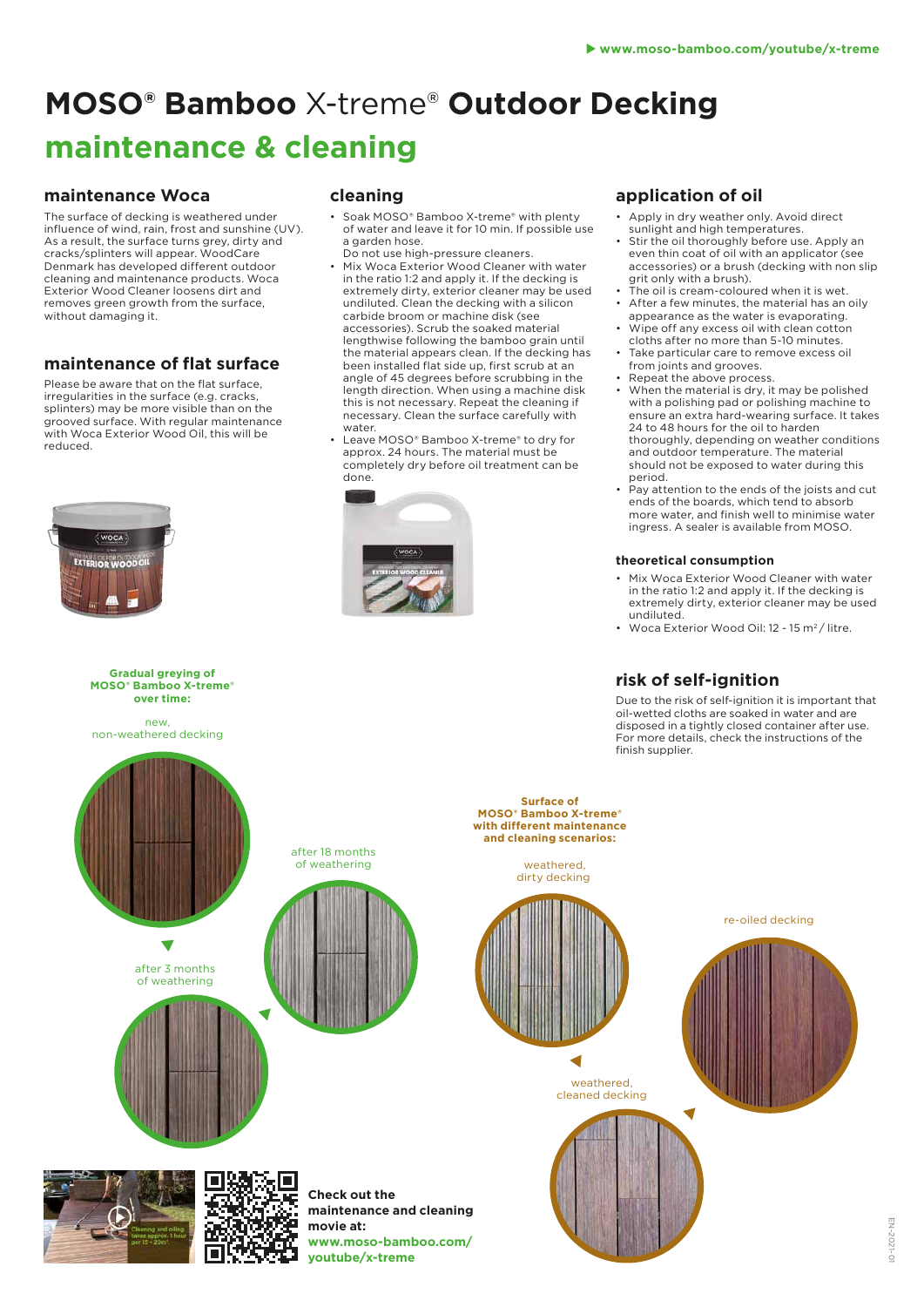# MOSO® Bamboo X-treme® Outdoor Decking

## maintenance & cleaning

### maintenance Woca

The surface of decking is weathered under influence of wind, rain, frost and sunshine (UV). As a result, the surface turns grey, dirty and cracks/splinters will appear. WoodCare Denmark has developed different outdoor cleaning and maintenance products. Woca Exterior Wood Cleaner loosens dirt and removes green growth from the surface, without damaging it.

### maintenance of flat surface

Please be aware that on the flat surface, irregularities in the surface (e.g. cracks, splinters) may be more visible than on the grooved surface. With regular maintenance with Woca Exterior Wood Oil, this will be reduced.

### cleaning

- Soak MOSO® Bamboo X-treme® with plenty of water and leave it for 10 min. If possible use a garden hose.
  Do not use high-pressure cleaners.
- Mix Woca Exterior Wood Cleaner with water in the ratio 1:2 and apply it. If the decking is extremely dirty, exterior cleaner may be used undiluted. Clean the decking with a silicon carbide broom or machine disk (see accessories). Scrub the soaked material lengthwise following the bamboo grain until the material appears clean. If the decking has been installed flat side up, first scrub at an angle of 45 degrees before scrubbing in the length direction. When using a machine disk this is not necessary. Repeat the cleaning if necessary. Clean the surface carefully with water.
- Leave MOSO® Bamboo X-treme® to dry for approx. 24 hours. The material must be completely dry before oil treatment can be done.

### application of oil

- Apply in dry weather only. Avoid direct sunlight and high temperatures.
- Stir the oil thoroughly before use. Apply an even thin coat of oil with an applicator (see accessories) or a brush (decking with non slip grit only with a brush).
- The oil is cream-coloured when it is wet.
- After a few minutes, the material has an oily appearance as the water is evaporating.
- Wipe off any excess oil with clean cotton cloths after no more than 5-10 minutes.
- Take particular care to remove excess oil from joints and grooves.
- Repeat the above process.
- When the material is dry, it may be polished with a polishing pad or polishing machine to ensure an extra hard-wearing surface. It takes 24 to 48 hours for the oil to harden thoroughly, depending on weather conditions and outdoor temperature. The material should not be exposed to water during this period.
- Pay attention to the ends of the joists and cut ends of the boards, which tend to absorb more water, and finish well to minimise water ingress. A sealer is available from MOSO.

#### theoretical consumption

- Mix Woca Exterior Wood Cleaner with water in the ratio 1:2 and apply it. If the decking is extremely dirty, exterior cleaner may be used undiluted.
- Woca Exterior Wood Oil: 12 - 15 m²/ litre.

### risk of self-ignition

Due to the risk of self-ignition it is important that oil-wetted cloths are soaked in water and are disposed in a tightly closed container after use. For more details, check the instructions of the finish supplier.

**Gradual greying of MOSO® Bamboo X-treme® over time:**

new, non-weathered decking

after 3 months of weathering

after 18 months of weathering

**Surface of MOSO® Bamboo X-treme® with different maintenance and cleaning scenarios:**

weathered, dirty decking

weathered, cleaned decking

re-oiled decking

**Check out the maintenance and cleaning movie at:**
**www.moso-bamboo.com/youtube/x-treme**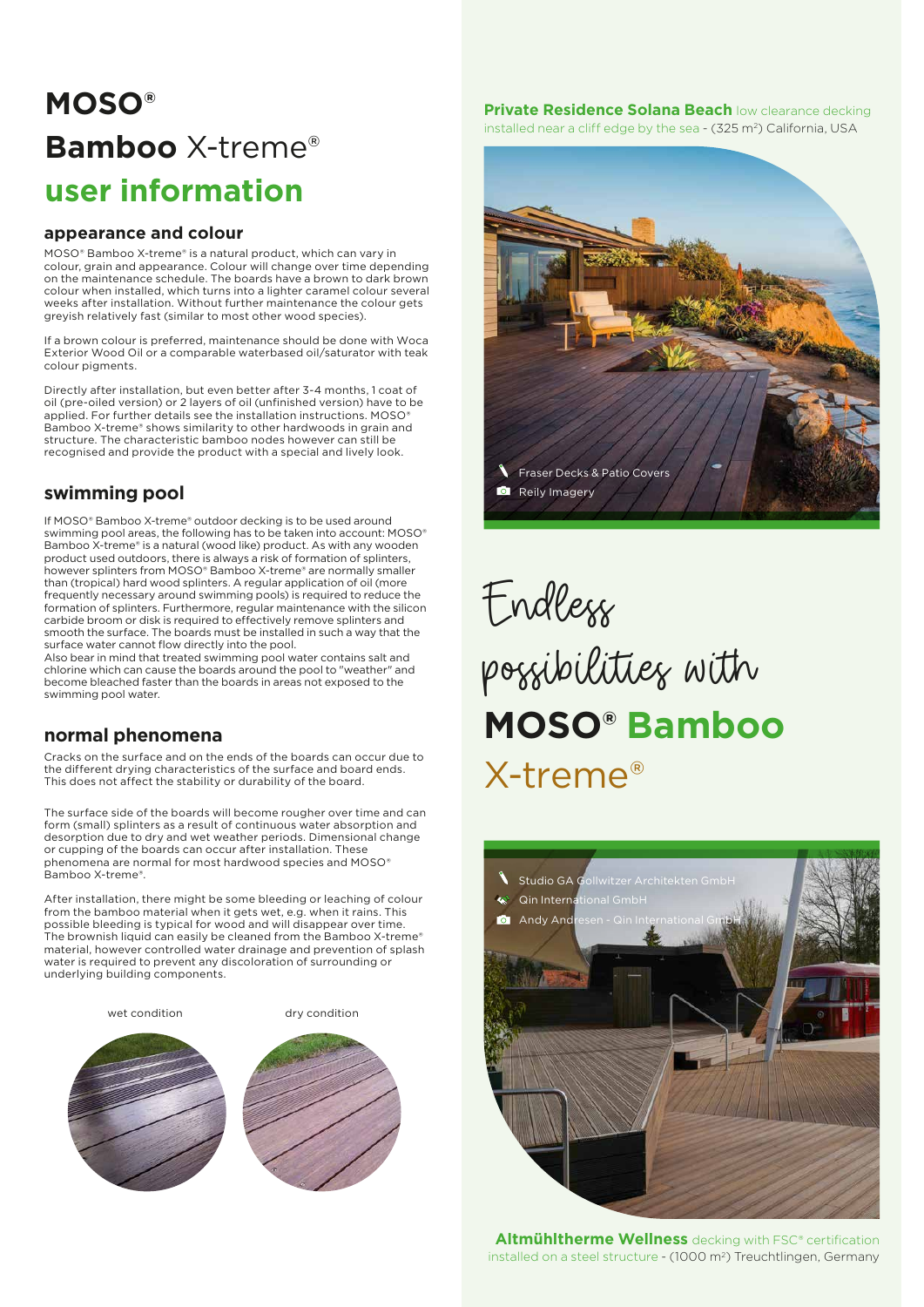# MOSO® Bamboo X-treme® user information

## appearance and colour

MOSO® Bamboo X-treme® is a natural product, which can vary in colour, grain and appearance. Colour will change over time depending on the maintenance schedule. The boards have a brown to dark brown colour when installed, which turns into a lighter caramel colour several weeks after installation. Without further maintenance the colour gets greyish relatively fast (similar to most other wood species).

If a brown colour is preferred, maintenance should be done with Woca Exterior Wood Oil or a comparable waterbased oil/saturator with teak colour pigments.

Directly after installation, but even better after 3-4 months, 1 coat of oil (pre-oiled version) or 2 layers of oil (unfinished version) have to be applied. For further details see the installation instructions. MOSO® Bamboo X-treme® shows similarity to other hardwoods in grain and structure. The characteristic bamboo nodes however can still be recognised and provide the product with a special and lively look.

## swimming pool

If MOSO® Bamboo X-treme® outdoor decking is to be used around swimming pool areas, the following has to be taken into account: MOSO® Bamboo X-treme® is a natural (wood like) product. As with any wooden product used outdoors, there is always a risk of formation of splinters, however splinters from MOSO® Bamboo X-treme® are normally smaller than (tropical) hard wood splinters. A regular application of oil (more frequently necessary around swimming pools) is required to reduce the formation of splinters. Furthermore, regular maintenance with the silicon carbide broom or disk is required to effectively remove splinters and smooth the surface. The boards must be installed in such a way that the surface water cannot flow directly into the pool.
Also bear in mind that treated swimming pool water contains salt and chlorine which can cause the boards around the pool to "weather" and become bleached faster than the boards in areas not exposed to the swimming pool water.

## normal phenomena

Cracks on the surface and on the ends of the boards can occur due to the different drying characteristics of the surface and board ends. This does not affect the stability or durability of the board.

The surface side of the boards will become rougher over time and can form (small) splinters as a result of continuous water absorption and desorption due to dry and wet weather periods. Dimensional change or cupping of the boards can occur after installation. These phenomena are normal for most hardwood species and MOSO® Bamboo X-treme®.

After installation, there might be some bleeding or leaching of colour from the bamboo material when it gets wet, e.g. when it rains. This possible bleeding is typical for wood and will disappear over time. The brownish liquid can easily be cleaned from the Bamboo X-treme® material, however controlled water drainage and prevention of splash water is required to prevent any discoloration of surrounding or underlying building components.

wet condition

dry condition

**Private Residence Solana Beach** low clearance decking installed near a cliff edge by the sea - (325 m²) California, USA

Fraser Decks & Patio Covers
Reily Imagery

Endless possibilities with **MOSO® Bamboo X-treme®**

Studio GA Gollwitzer Architekten GmbH
Qin International GmbH
Andy Andresen - Qin International GmbH

**Altmühltherme Wellness** decking with FSC® certification installed on a steel structure - (1000 m²) Treuchtlingen, Germany